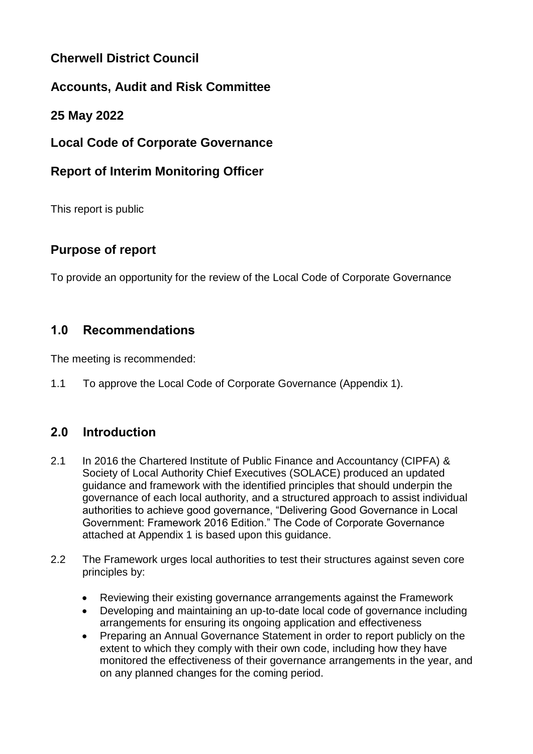# Cherwell District Council

## Accounts, Audit and Risk Committee

## 25 May 2022

## Local Code of Corporate Governance

## Report of Interim Monitoring Officer

This report is public

## Purpose of report

To provide an opportunity for the review of the Local Code of Corporate Governance

## 1.0 Recommendations

The meeting is recommended:

1.1 To approve the Local Code of Corporate Governance (Appendix 1).

## 2.0 Introduction

2.1 In 2016 the Chartered Institute of Public Finance and Accountancy (CIPFA) & Society of Local Authority Chief Executives (SOLACE) produced an updated guidance and framework with the identified principles that should underpin the governance of each local authority, and a structured approach to assist individual authorities to achieve good governance, "Delivering Good Governance in Local Government: Framework 2016 Edition." The Code of Corporate Governance attached at Appendix 1 is based upon this guidance.

2.2 The Framework urges local authorities to test their structures against seven core principles by:

- Reviewing their existing governance arrangements against the Framework
- Developing and maintaining an up-to-date local code of governance including arrangements for ensuring its ongoing application and effectiveness
- Preparing an Annual Governance Statement in order to report publicly on the extent to which they comply with their own code, including how they have monitored the effectiveness of their governance arrangements in the year, and on any planned changes for the coming period.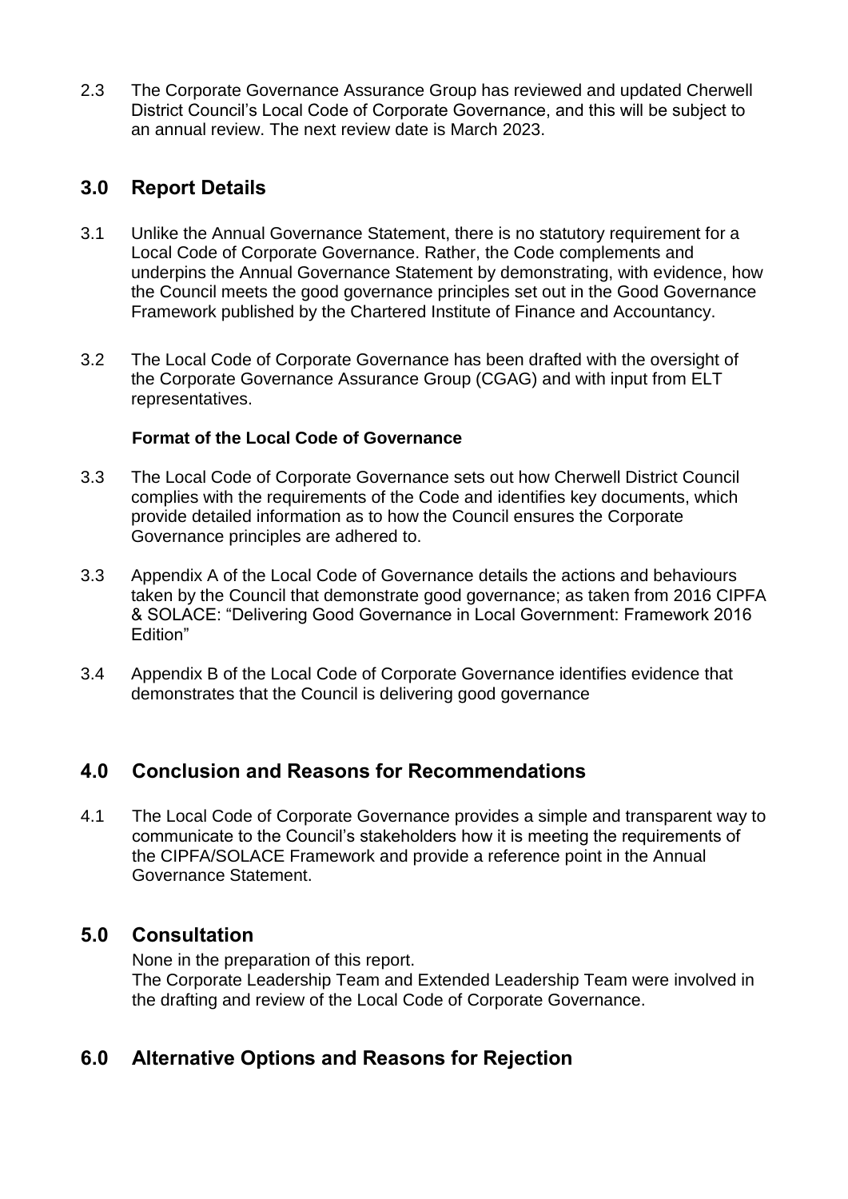2.3 The Corporate Governance Assurance Group has reviewed and updated Cherwell District Council's Local Code of Corporate Governance, and this will be subject to an annual review. The next review date is March 2023.

## 3.0 Report Details

3.1 Unlike the Annual Governance Statement, there is no statutory requirement for a Local Code of Corporate Governance. Rather, the Code complements and underpins the Annual Governance Statement by demonstrating, with evidence, how the Council meets the good governance principles set out in the Good Governance Framework published by the Chartered Institute of Finance and Accountancy.

3.2 The Local Code of Corporate Governance has been drafted with the oversight of the Corporate Governance Assurance Group (CGAG) and with input from ELT representatives.

**Format of the Local Code of Governance**

3.3 The Local Code of Corporate Governance sets out how Cherwell District Council complies with the requirements of the Code and identifies key documents, which provide detailed information as to how the Council ensures the Corporate Governance principles are adhered to.

3.3 Appendix A of the Local Code of Governance details the actions and behaviours taken by the Council that demonstrate good governance; as taken from 2016 CIPFA & SOLACE: "Delivering Good Governance in Local Government: Framework 2016 Edition"

3.4 Appendix B of the Local Code of Corporate Governance identifies evidence that demonstrates that the Council is delivering good governance

## 4.0 Conclusion and Reasons for Recommendations

4.1 The Local Code of Corporate Governance provides a simple and transparent way to communicate to the Council's stakeholders how it is meeting the requirements of the CIPFA/SOLACE Framework and provide a reference point in the Annual Governance Statement.

## 5.0 Consultation

None in the preparation of this report.
The Corporate Leadership Team and Extended Leadership Team were involved in the drafting and review of the Local Code of Corporate Governance.

## 6.0 Alternative Options and Reasons for Rejection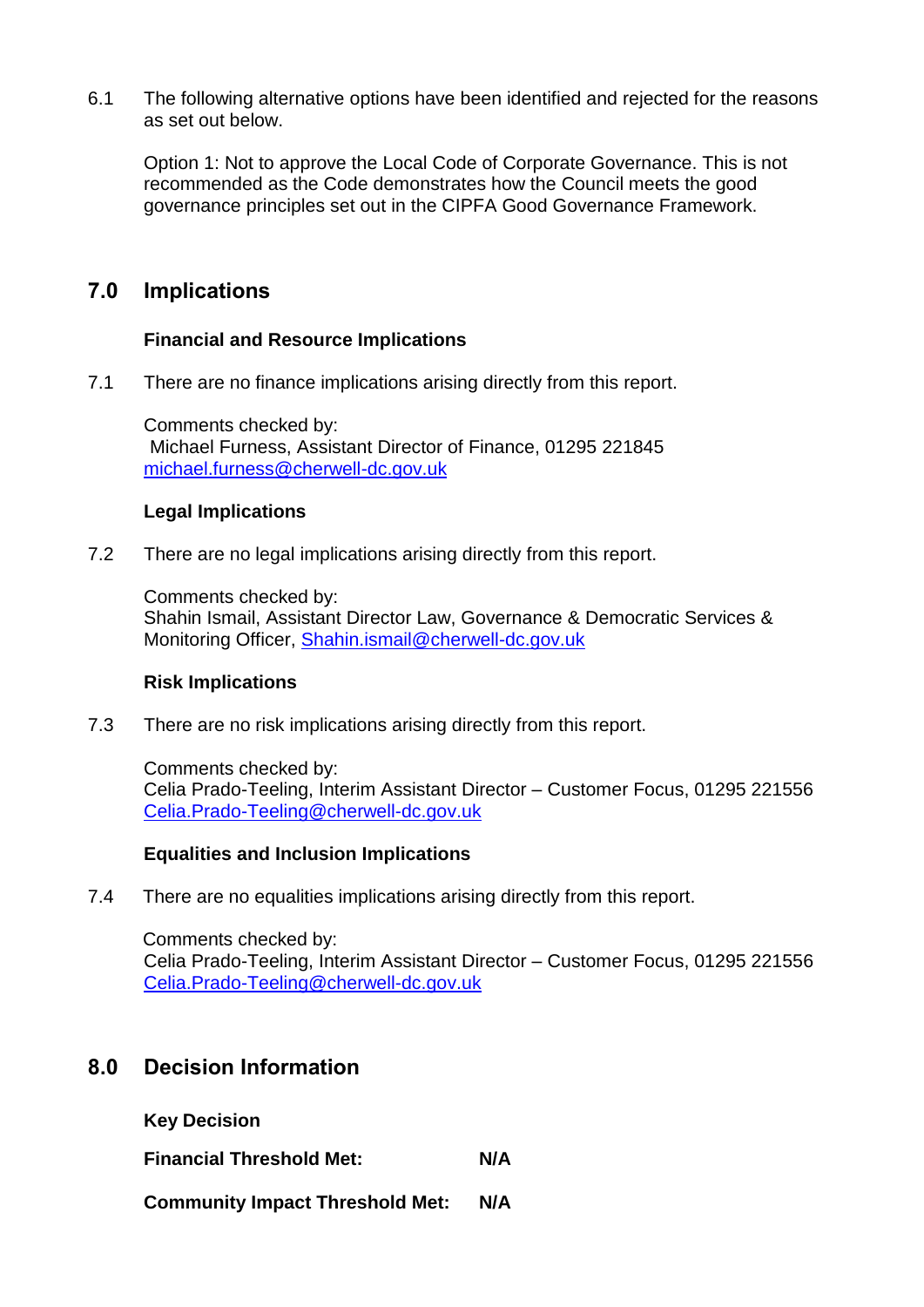6.1 The following alternative options have been identified and rejected for the reasons as set out below.

Option 1: Not to approve the Local Code of Corporate Governance. This is not recommended as the Code demonstrates how the Council meets the good governance principles set out in the CIPFA Good Governance Framework.

## 7.0 Implications

**Financial and Resource Implications**

7.1 There are no finance implications arising directly from this report.

Comments checked by:
Michael Furness, Assistant Director of Finance, 01295 221845
michael.furness@cherwell-dc.gov.uk

**Legal Implications**

7.2 There are no legal implications arising directly from this report.

Comments checked by:
Shahin Ismail, Assistant Director Law, Governance & Democratic Services & Monitoring Officer, Shahin.ismail@cherwell-dc.gov.uk

**Risk Implications**

7.3 There are no risk implications arising directly from this report.

Comments checked by:
Celia Prado-Teeling, Interim Assistant Director – Customer Focus, 01295 221556
Celia.Prado-Teeling@cherwell-dc.gov.uk

**Equalities and Inclusion Implications**

7.4 There are no equalities implications arising directly from this report.

Comments checked by:
Celia Prado-Teeling, Interim Assistant Director – Customer Focus, 01295 221556
Celia.Prado-Teeling@cherwell-dc.gov.uk

## 8.0 Decision Information

**Key Decision**

**Financial Threshold Met:** **N/A**

**Community Impact Threshold Met:** **N/A**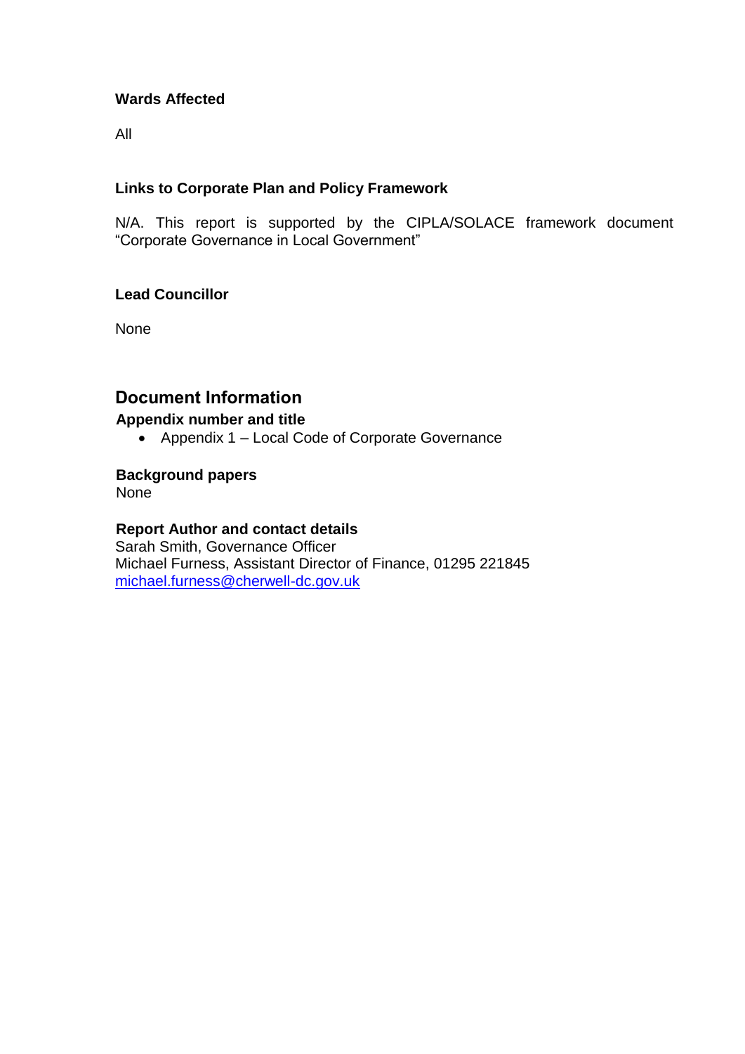**Wards Affected**

All

**Links to Corporate Plan and Policy Framework**

N/A. This report is supported by the CIPLA/SOLACE framework document "Corporate Governance in Local Government"

**Lead Councillor**

None

## Document Information

**Appendix number and title**

- Appendix 1 – Local Code of Corporate Governance

**Background papers**
None

**Report Author and contact details**
Sarah Smith, Governance Officer
Michael Furness, Assistant Director of Finance, 01295 221845
michael.furness@cherwell-dc.gov.uk